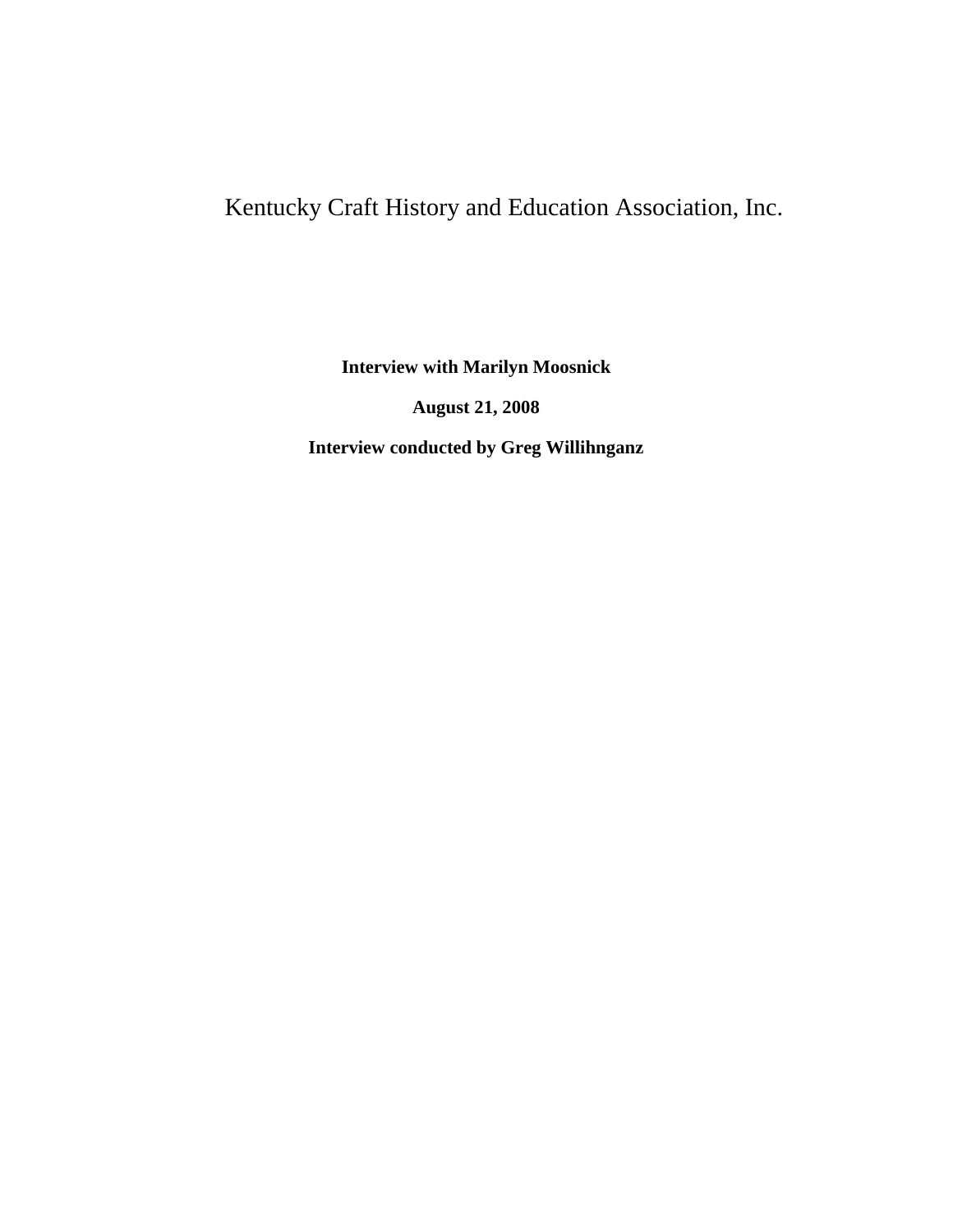# Kentucky Craft History and Education Association, Inc.

**Interview with Marilyn Moosnick**

**August 21, 2008**

**Interview conducted by Greg Willihnganz**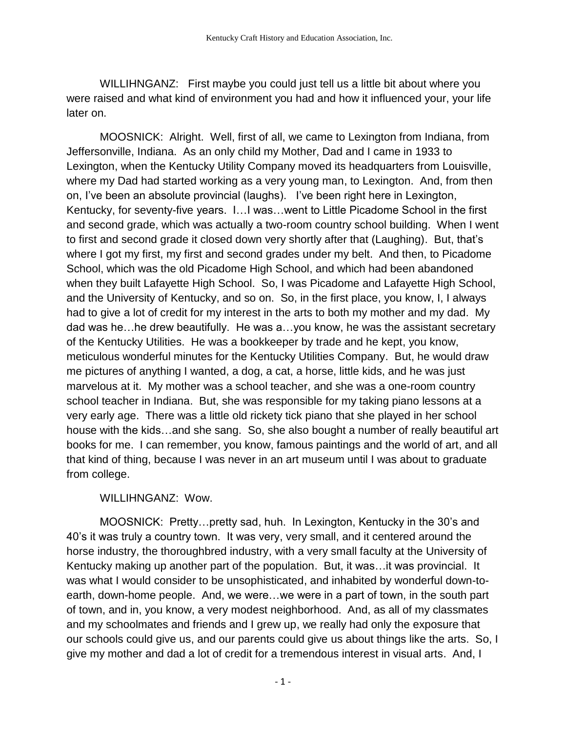WILLIHNGANZ: First maybe you could just tell us a little bit about where you were raised and what kind of environment you had and how it influenced your, your life later on.

MOOSNICK: Alright. Well, first of all, we came to Lexington from Indiana, from Jeffersonville, Indiana. As an only child my Mother, Dad and I came in 1933 to Lexington, when the Kentucky Utility Company moved its headquarters from Louisville, where my Dad had started working as a very young man, to Lexington. And, from then on, I've been an absolute provincial (laughs). I've been right here in Lexington, Kentucky, for seventy-five years. I…I was…went to Little Picadome School in the first and second grade, which was actually a two-room country school building. When I went to first and second grade it closed down very shortly after that (Laughing). But, that's where I got my first, my first and second grades under my belt. And then, to Picadome School, which was the old Picadome High School, and which had been abandoned when they built Lafayette High School. So, I was Picadome and Lafayette High School, and the University of Kentucky, and so on. So, in the first place, you know, I, I always had to give a lot of credit for my interest in the arts to both my mother and my dad. My dad was he…he drew beautifully. He was a…you know, he was the assistant secretary of the Kentucky Utilities. He was a bookkeeper by trade and he kept, you know, meticulous wonderful minutes for the Kentucky Utilities Company. But, he would draw me pictures of anything I wanted, a dog, a cat, a horse, little kids, and he was just marvelous at it. My mother was a school teacher, and she was a one-room country school teacher in Indiana. But, she was responsible for my taking piano lessons at a very early age. There was a little old rickety tick piano that she played in her school house with the kids…and she sang. So, she also bought a number of really beautiful art books for me. I can remember, you know, famous paintings and the world of art, and all that kind of thing, because I was never in an art museum until I was about to graduate from college.

WILLIHNGANZ: Wow.

MOOSNICK: Pretty…pretty sad, huh. In Lexington, Kentucky in the 30's and 40's it was truly a country town. It was very, very small, and it centered around the horse industry, the thoroughbred industry, with a very small faculty at the University of Kentucky making up another part of the population. But, it was…it was provincial. It was what I would consider to be unsophisticated, and inhabited by wonderful down-to-earth, down-home people. And, we were…we were in a part of town, in the south part of town, and in, you know, a very modest neighborhood. And, as all of my classmates and my schoolmates and friends and I grew up, we really had only the exposure that our schools could give us, and our parents could give us about things like the arts. So, I give my mother and dad a lot of credit for a tremendous interest in visual arts. And, I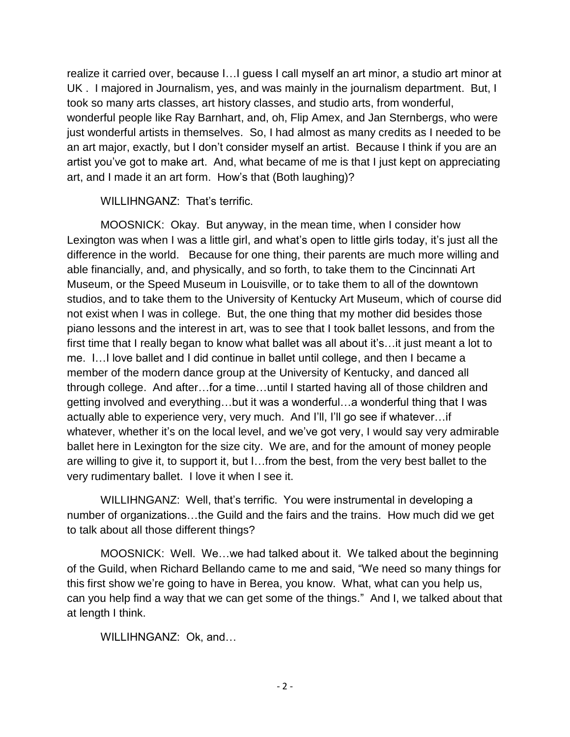realize it carried over, because I…I guess I call myself an art minor, a studio art minor at UK . I majored in Journalism, yes, and was mainly in the journalism department. But, I took so many arts classes, art history classes, and studio arts, from wonderful, wonderful people like Ray Barnhart, and, oh, Flip Amex, and Jan Sternbergs, who were just wonderful artists in themselves. So, I had almost as many credits as I needed to be an art major, exactly, but I don't consider myself an artist. Because I think if you are an artist you've got to make art. And, what became of me is that I just kept on appreciating art, and I made it an art form. How's that (Both laughing)?

WILLIHNGANZ: That's terrific.

MOOSNICK: Okay. But anyway, in the mean time, when I consider how Lexington was when I was a little girl, and what's open to little girls today, it's just all the difference in the world. Because for one thing, their parents are much more willing and able financially, and, and physically, and so forth, to take them to the Cincinnati Art Museum, or the Speed Museum in Louisville, or to take them to all of the downtown studios, and to take them to the University of Kentucky Art Museum, which of course did not exist when I was in college. But, the one thing that my mother did besides those piano lessons and the interest in art, was to see that I took ballet lessons, and from the first time that I really began to know what ballet was all about it's…it just meant a lot to me. I…I love ballet and I did continue in ballet until college, and then I became a member of the modern dance group at the University of Kentucky, and danced all through college. And after…for a time…until I started having all of those children and getting involved and everything…but it was a wonderful…a wonderful thing that I was actually able to experience very, very much. And I'll, I'll go see if whatever…if whatever, whether it's on the local level, and we've got very, I would say very admirable ballet here in Lexington for the size city. We are, and for the amount of money people are willing to give it, to support it, but I…from the best, from the very best ballet to the very rudimentary ballet. I love it when I see it.

WILLIHNGANZ: Well, that's terrific. You were instrumental in developing a number of organizations…the Guild and the fairs and the trains. How much did we get to talk about all those different things?

MOOSNICK: Well. We…we had talked about it. We talked about the beginning of the Guild, when Richard Bellando came to me and said, "We need so many things for this first show we're going to have in Berea, you know. What, what can you help us, can you help find a way that we can get some of the things." And I, we talked about that at length I think.

WILLIHNGANZ: Ok, and…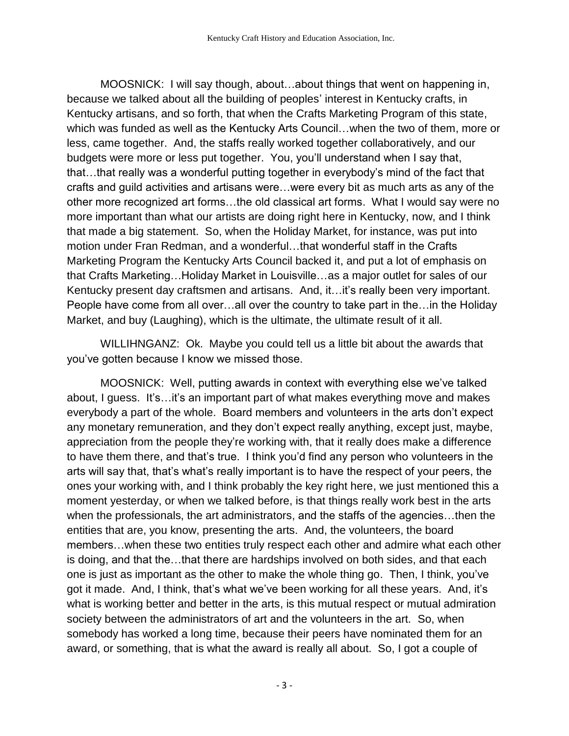MOOSNICK: I will say though, about…about things that went on happening in, because we talked about all the building of peoples' interest in Kentucky crafts, in Kentucky artisans, and so forth, that when the Crafts Marketing Program of this state, which was funded as well as the Kentucky Arts Council…when the two of them, more or less, came together. And, the staffs really worked together collaboratively, and our budgets were more or less put together. You, you'll understand when I say that, that…that really was a wonderful putting together in everybody's mind of the fact that crafts and guild activities and artisans were…were every bit as much arts as any of the other more recognized art forms…the old classical art forms. What I would say were no more important than what our artists are doing right here in Kentucky, now, and I think that made a big statement. So, when the Holiday Market, for instance, was put into motion under Fran Redman, and a wonderful…that wonderful staff in the Crafts Marketing Program the Kentucky Arts Council backed it, and put a lot of emphasis on that Crafts Marketing…Holiday Market in Louisville…as a major outlet for sales of our Kentucky present day craftsmen and artisans. And, it…it's really been very important. People have come from all over…all over the country to take part in the…in the Holiday Market, and buy (Laughing), which is the ultimate, the ultimate result of it all.

WILLIHNGANZ: Ok. Maybe you could tell us a little bit about the awards that you've gotten because I know we missed those.

MOOSNICK: Well, putting awards in context with everything else we've talked about, I guess. It's…it's an important part of what makes everything move and makes everybody a part of the whole. Board members and volunteers in the arts don't expect any monetary remuneration, and they don't expect really anything, except just, maybe, appreciation from the people they're working with, that it really does make a difference to have them there, and that's true. I think you'd find any person who volunteers in the arts will say that, that's what's really important is to have the respect of your peers, the ones your working with, and I think probably the key right here, we just mentioned this a moment yesterday, or when we talked before, is that things really work best in the arts when the professionals, the art administrators, and the staffs of the agencies…then the entities that are, you know, presenting the arts. And, the volunteers, the board members…when these two entities truly respect each other and admire what each other is doing, and that the…that there are hardships involved on both sides, and that each one is just as important as the other to make the whole thing go. Then, I think, you've got it made. And, I think, that's what we've been working for all these years. And, it's what is working better and better in the arts, is this mutual respect or mutual admiration society between the administrators of art and the volunteers in the art. So, when somebody has worked a long time, because their peers have nominated them for an award, or something, that is what the award is really all about. So, I got a couple of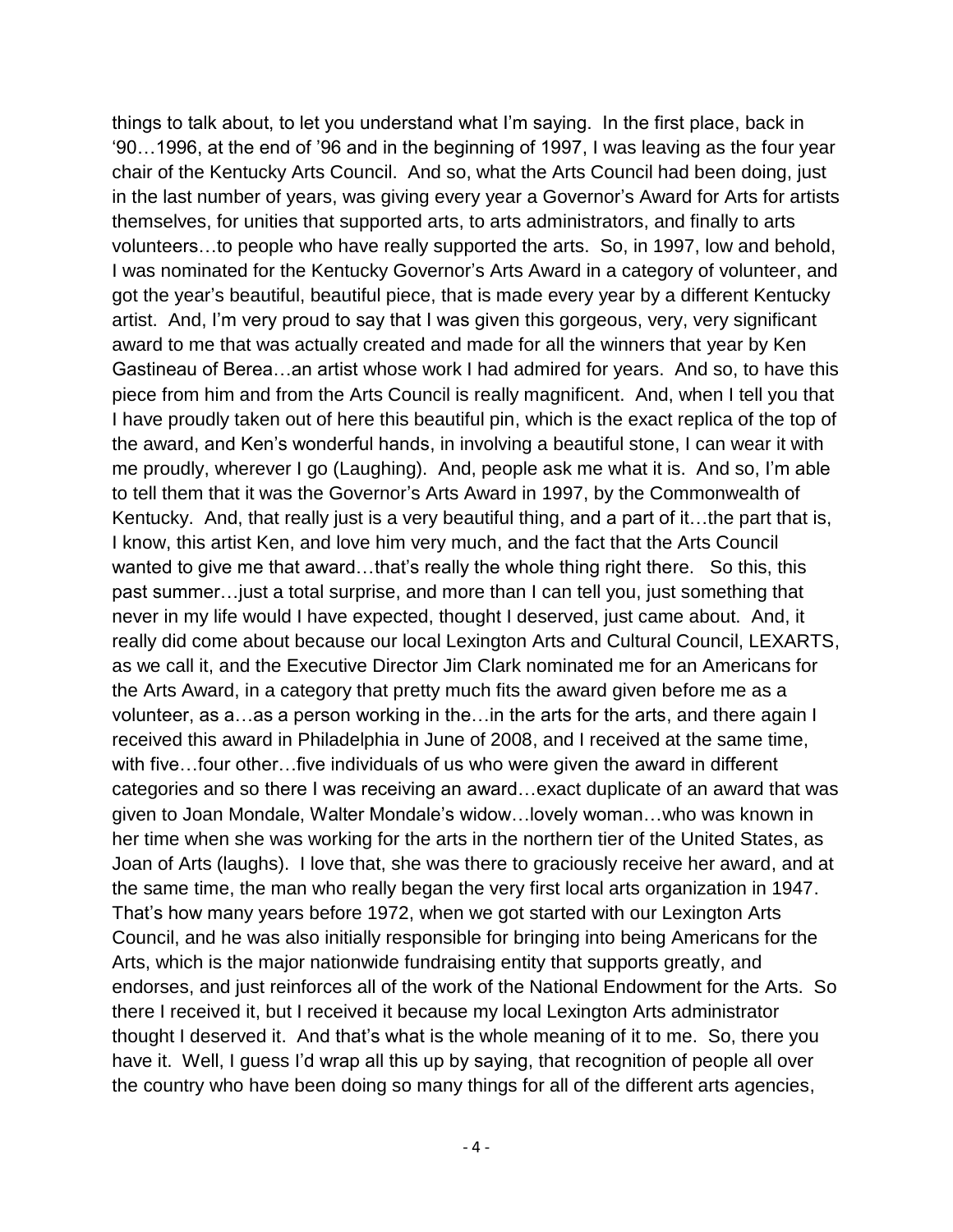things to talk about, to let you understand what I'm saying. In the first place, back in '90…1996, at the end of '96 and in the beginning of 1997, I was leaving as the four year chair of the Kentucky Arts Council. And so, what the Arts Council had been doing, just in the last number of years, was giving every year a Governor's Award for Arts for artists themselves, for unities that supported arts, to arts administrators, and finally to arts volunteers…to people who have really supported the arts. So, in 1997, low and behold, I was nominated for the Kentucky Governor's Arts Award in a category of volunteer, and got the year's beautiful, beautiful piece, that is made every year by a different Kentucky artist. And, I'm very proud to say that I was given this gorgeous, very, very significant award to me that was actually created and made for all the winners that year by Ken Gastineau of Berea…an artist whose work I had admired for years. And so, to have this piece from him and from the Arts Council is really magnificent. And, when I tell you that I have proudly taken out of here this beautiful pin, which is the exact replica of the top of the award, and Ken's wonderful hands, in involving a beautiful stone, I can wear it with me proudly, wherever I go (Laughing). And, people ask me what it is. And so, I'm able to tell them that it was the Governor's Arts Award in 1997, by the Commonwealth of Kentucky. And, that really just is a very beautiful thing, and a part of it…the part that is, I know, this artist Ken, and love him very much, and the fact that the Arts Council wanted to give me that award…that's really the whole thing right there. So this, this past summer…just a total surprise, and more than I can tell you, just something that never in my life would I have expected, thought I deserved, just came about. And, it really did come about because our local Lexington Arts and Cultural Council, LEXARTS, as we call it, and the Executive Director Jim Clark nominated me for an Americans for the Arts Award, in a category that pretty much fits the award given before me as a volunteer, as a…as a person working in the…in the arts for the arts, and there again I received this award in Philadelphia in June of 2008, and I received at the same time, with five…four other…five individuals of us who were given the award in different categories and so there I was receiving an award…exact duplicate of an award that was given to Joan Mondale, Walter Mondale's widow…lovely woman…who was known in her time when she was working for the arts in the northern tier of the United States, as Joan of Arts (laughs). I love that, she was there to graciously receive her award, and at the same time, the man who really began the very first local arts organization in 1947. That's how many years before 1972, when we got started with our Lexington Arts Council, and he was also initially responsible for bringing into being Americans for the Arts, which is the major nationwide fundraising entity that supports greatly, and endorses, and just reinforces all of the work of the National Endowment for the Arts. So there I received it, but I received it because my local Lexington Arts administrator thought I deserved it. And that's what is the whole meaning of it to me. So, there you have it. Well, I guess I'd wrap all this up by saying, that recognition of people all over the country who have been doing so many things for all of the different arts agencies,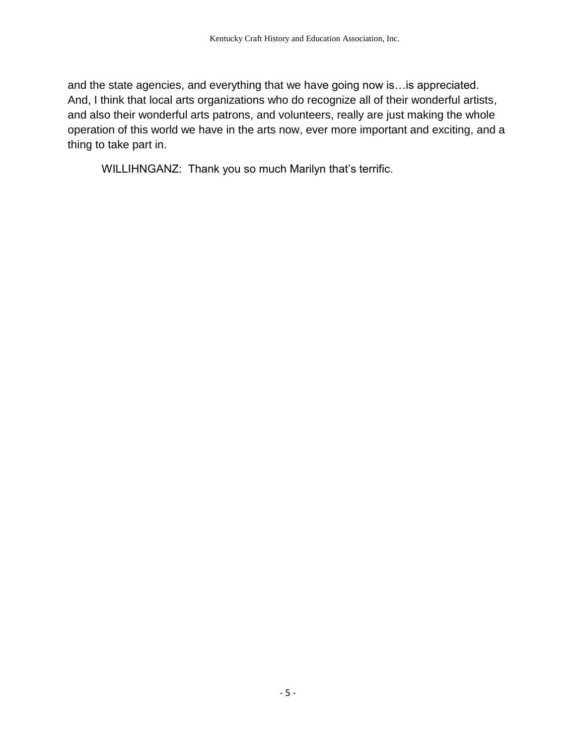and the state agencies, and everything that we have going now is…is appreciated. And, I think that local arts organizations who do recognize all of their wonderful artists, and also their wonderful arts patrons, and volunteers, really are just making the whole operation of this world we have in the arts now, ever more important and exciting, and a thing to take part in.

WILLIHNGANZ: Thank you so much Marilyn that's terrific.